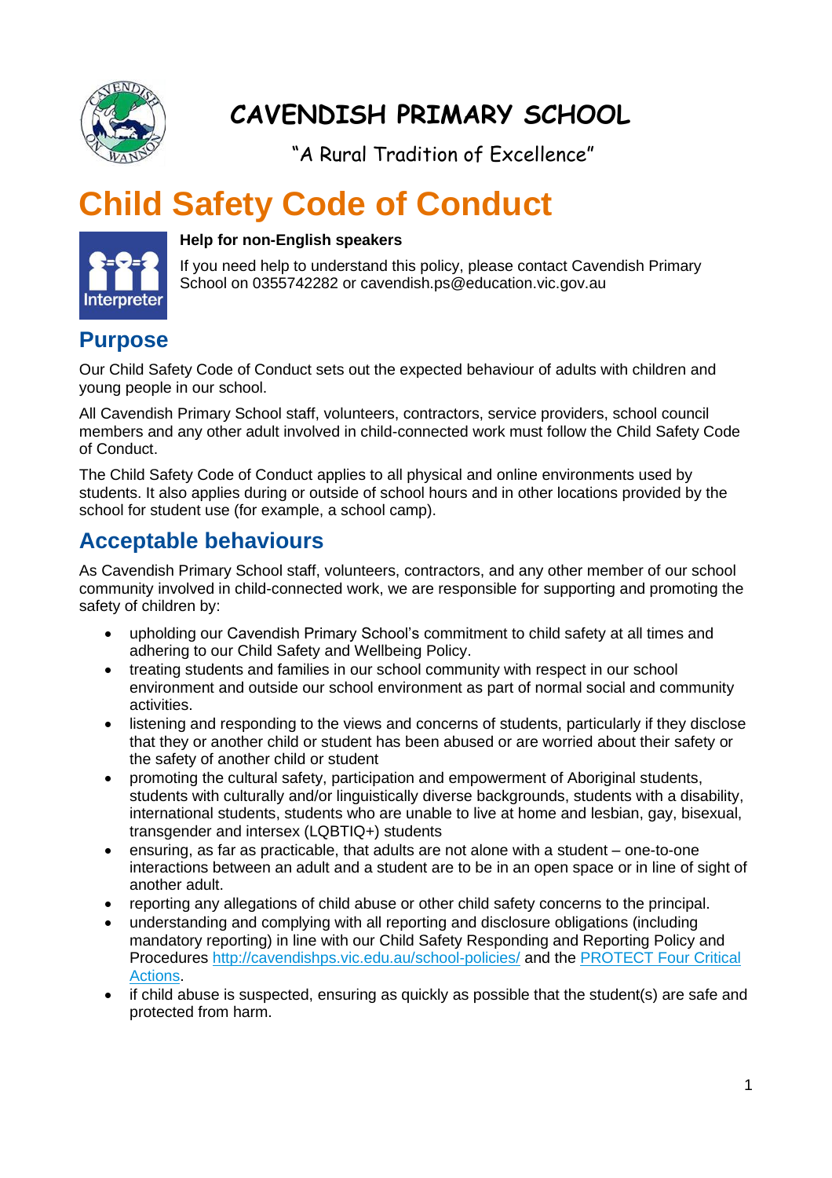# CAVENDISH PRIMARY SCHOOL

"A Rural Tradition of Excellence"

# Child Safety Code of Conduct

**Help for non-English speakers**

If you need help to understand this policy, please contact Cavendish Primary School on 0355742282 or cavendish.ps@education.vic.gov.au

## Purpose

Our Child Safety Code of Conduct sets out the expected behaviour of adults with children and young people in our school.

All Cavendish Primary School staff, volunteers, contractors, service providers, school council members and any other adult involved in child-connected work must follow the Child Safety Code of Conduct.

The Child Safety Code of Conduct applies to all physical and online environments used by students. It also applies during or outside of school hours and in other locations provided by the school for student use (for example, a school camp).

## Acceptable behaviours

As Cavendish Primary School staff, volunteers, contractors, and any other member of our school community involved in child-connected work, we are responsible for supporting and promoting the safety of children by:

- upholding our Cavendish Primary School's commitment to child safety at all times and adhering to our Child Safety and Wellbeing Policy.
- treating students and families in our school community with respect in our school environment and outside our school environment as part of normal social and community activities.
- listening and responding to the views and concerns of students, particularly if they disclose that they or another child or student has been abused or are worried about their safety or the safety of another child or student
- promoting the cultural safety, participation and empowerment of Aboriginal students, students with culturally and/or linguistically diverse backgrounds, students with a disability, international students, students who are unable to live at home and lesbian, gay, bisexual, transgender and intersex (LQBTIQ+) students
- ensuring, as far as practicable, that adults are not alone with a student – one-to-one interactions between an adult and a student are to be in an open space or in line of sight of another adult.
- reporting any allegations of child abuse or other child safety concerns to the principal.
- understanding and complying with all reporting and disclosure obligations (including mandatory reporting) in line with our Child Safety Responding and Reporting Policy and Procedures http://cavendishps.vic.edu.au/school-policies/ and the PROTECT Four Critical Actions.
- if child abuse is suspected, ensuring as quickly as possible that the student(s) are safe and protected from harm.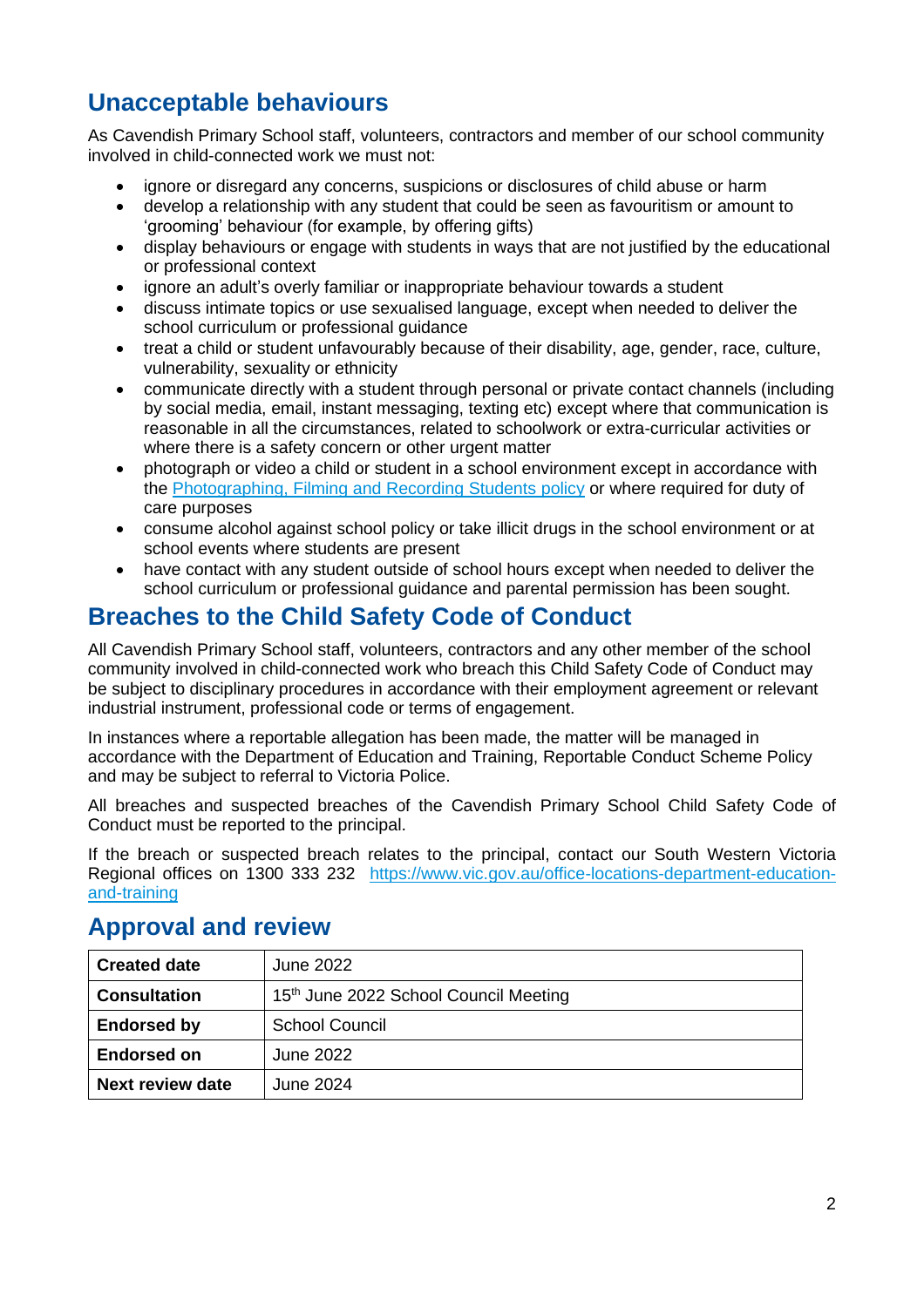## Unacceptable behaviours

As Cavendish Primary School staff, volunteers, contractors and member of our school community involved in child-connected work we must not:

- ignore or disregard any concerns, suspicions or disclosures of child abuse or harm
- develop a relationship with any student that could be seen as favouritism or amount to 'grooming' behaviour (for example, by offering gifts)
- display behaviours or engage with students in ways that are not justified by the educational or professional context
- ignore an adult's overly familiar or inappropriate behaviour towards a student
- discuss intimate topics or use sexualised language, except when needed to deliver the school curriculum or professional guidance
- treat a child or student unfavourably because of their disability, age, gender, race, culture, vulnerability, sexuality or ethnicity
- communicate directly with a student through personal or private contact channels (including by social media, email, instant messaging, texting etc) except where that communication is reasonable in all the circumstances, related to schoolwork or extra-curricular activities or where there is a safety concern or other urgent matter
- photograph or video a child or student in a school environment except in accordance with the [Photographing, Filming and Recording Students policy]() or where required for duty of care purposes
- consume alcohol against school policy or take illicit drugs in the school environment or at school events where students are present
- have contact with any student outside of school hours except when needed to deliver the school curriculum or professional guidance and parental permission has been sought.

## Breaches to the Child Safety Code of Conduct

All Cavendish Primary School staff, volunteers, contractors and any other member of the school community involved in child-connected work who breach this Child Safety Code of Conduct may be subject to disciplinary procedures in accordance with their employment agreement or relevant industrial instrument, professional code or terms of engagement.

In instances where a reportable allegation has been made, the matter will be managed in accordance with the Department of Education and Training, Reportable Conduct Scheme Policy and may be subject to referral to Victoria Police.

All breaches and suspected breaches of the Cavendish Primary School Child Safety Code of Conduct must be reported to the principal.

If the breach or suspected breach relates to the principal, contact our South Western Victoria Regional offices on 1300 333 232 [https://www.vic.gov.au/office-locations-department-education-and-training](https://www.vic.gov.au/office-locations-department-education-and-training)

## Approval and review

| | |
|---|---|
| **Created date** | June 2022 |
| **Consultation** | 15th June 2022 School Council Meeting |
| **Endorsed by** | School Council |
| **Endorsed on** | June 2022 |
| **Next review date** | June 2024 |